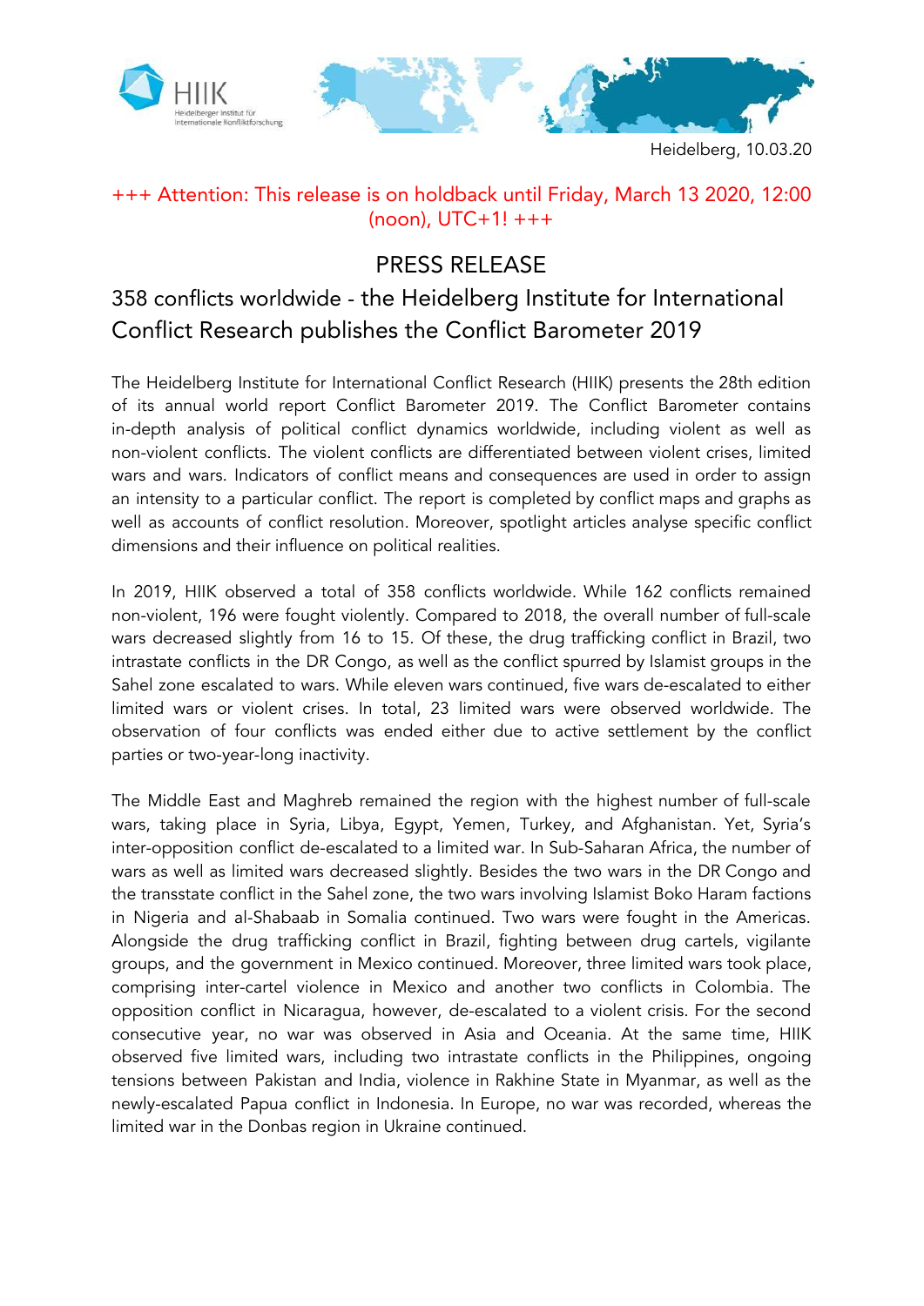Heidelberg, 10.03.20

+++ Attention: This release is on holdback until Friday, March 13 2020, 12:00 (noon), UTC+1! +++

# PRESS RELEASE

## 358 conflicts worldwide - the Heidelberg Institute for International Conflict Research publishes the Conflict Barometer 2019

The Heidelberg Institute for International Conflict Research (HIIK) presents the 28th edition of its annual world report Conflict Barometer 2019. The Conflict Barometer contains in-depth analysis of political conflict dynamics worldwide, including violent as well as non-violent conflicts. The violent conflicts are differentiated between violent crises, limited wars and wars. Indicators of conflict means and consequences are used in order to assign an intensity to a particular conflict. The report is completed by conflict maps and graphs as well as accounts of conflict resolution. Moreover, spotlight articles analyse specific conflict dimensions and their influence on political realities.

In 2019, HIIK observed a total of 358 conflicts worldwide. While 162 conflicts remained non-violent, 196 were fought violently. Compared to 2018, the overall number of full-scale wars decreased slightly from 16 to 15. Of these, the drug trafficking conflict in Brazil, two intrastate conflicts in the DR Congo, as well as the conflict spurred by Islamist groups in the Sahel zone escalated to wars. While eleven wars continued, five wars de-escalated to either limited wars or violent crises. In total, 23 limited wars were observed worldwide. The observation of four conflicts was ended either due to active settlement by the conflict parties or two-year-long inactivity.

The Middle East and Maghreb remained the region with the highest number of full-scale wars, taking place in Syria, Libya, Egypt, Yemen, Turkey, and Afghanistan. Yet, Syria's inter-opposition conflict de-escalated to a limited war. In Sub-Saharan Africa, the number of wars as well as limited wars decreased slightly. Besides the two wars in the DR Congo and the transstate conflict in the Sahel zone, the two wars involving Islamist Boko Haram factions in Nigeria and al-Shabaab in Somalia continued. Two wars were fought in the Americas. Alongside the drug trafficking conflict in Brazil, fighting between drug cartels, vigilante groups, and the government in Mexico continued. Moreover, three limited wars took place, comprising inter-cartel violence in Mexico and another two conflicts in Colombia. The opposition conflict in Nicaragua, however, de-escalated to a violent crisis. For the second consecutive year, no war was observed in Asia and Oceania. At the same time, HIIK observed five limited wars, including two intrastate conflicts in the Philippines, ongoing tensions between Pakistan and India, violence in Rakhine State in Myanmar, as well as the newly-escalated Papua conflict in Indonesia. In Europe, no war was recorded, whereas the limited war in the Donbas region in Ukraine continued.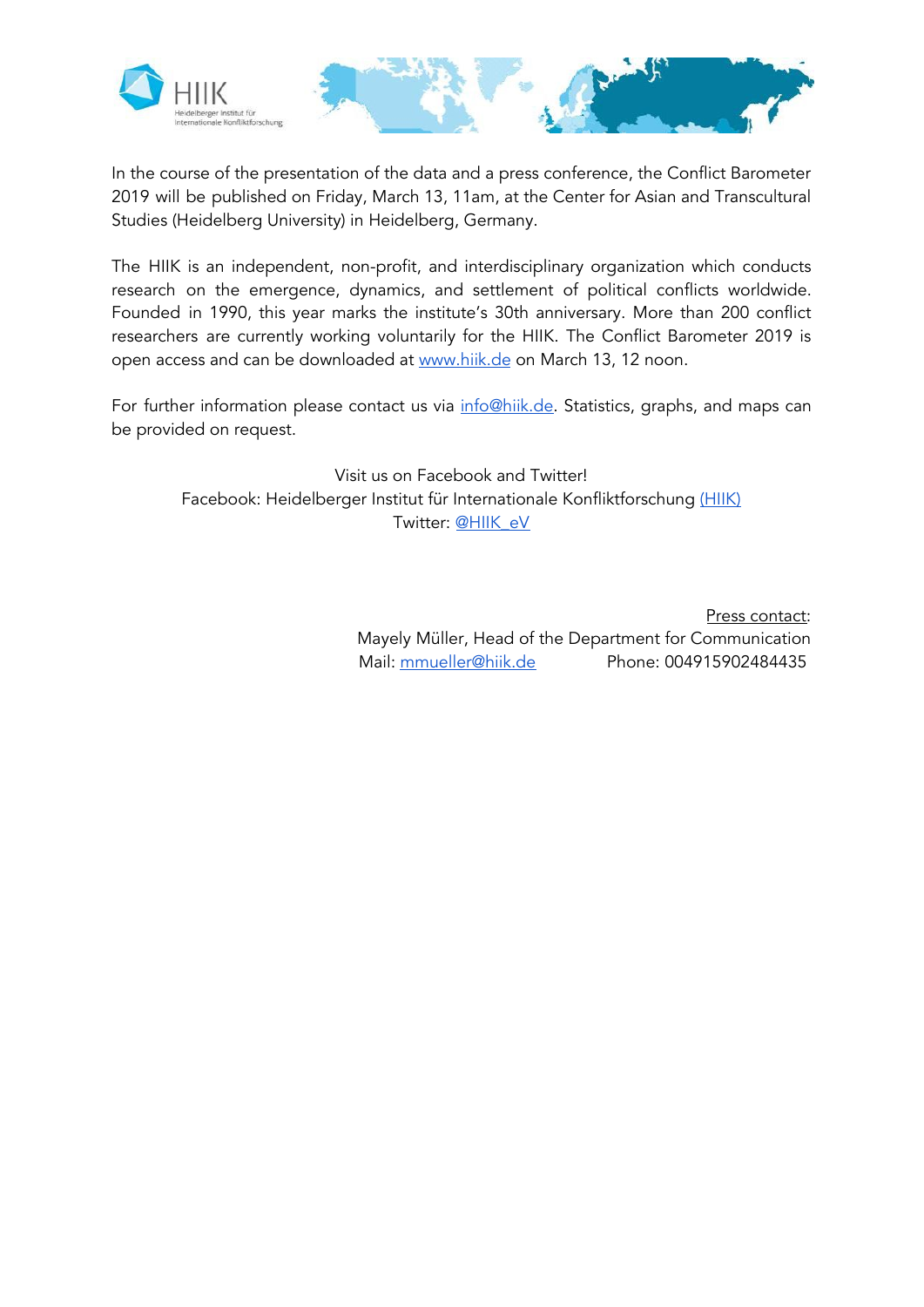In the course of the presentation of the data and a press conference, the Conflict Barometer 2019 will be published on Friday, March 13, 11am, at the Center for Asian and Transcultural Studies (Heidelberg University) in Heidelberg, Germany.

The HIIK is an independent, non-profit, and interdisciplinary organization which conducts research on the emergence, dynamics, and settlement of political conflicts worldwide. Founded in 1990, this year marks the institute's 30th anniversary. More than 200 conflict researchers are currently working voluntarily for the HIIK. The Conflict Barometer 2019 is open access and can be downloaded at www.hiik.de on March 13, 12 noon.

For further information please contact us via info@hiik.de. Statistics, graphs, and maps can be provided on request.

Visit us on Facebook and Twitter!
Facebook: Heidelberger Institut für Internationale Konfliktforschung (HIIK)
Twitter: @HIIK_eV

Press contact:
Mayely Müller, Head of the Department for Communication
Mail: mmueller@hiik.de Phone: 004915902484435